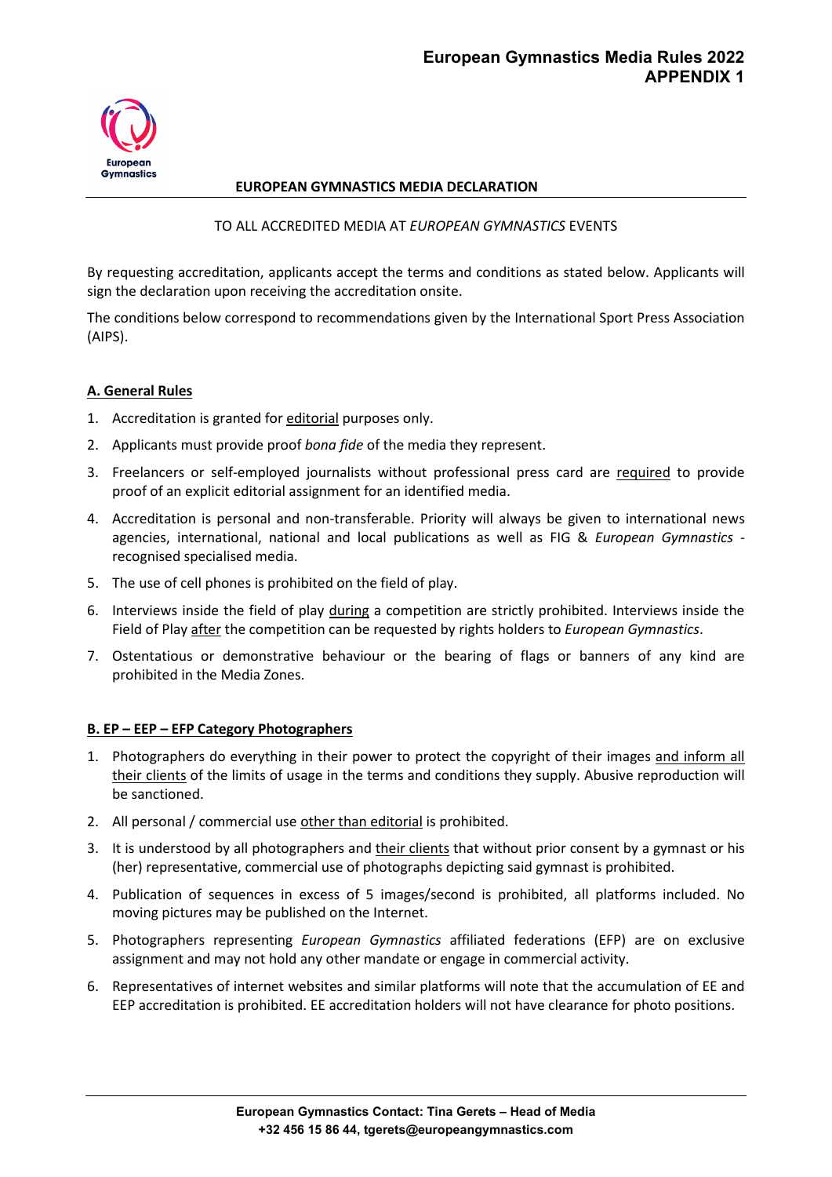# European Gymnastics Media Rules 2022
# APPENDIX 1

European Gymnastics

## EUROPEAN GYMNASTICS MEDIA DECLARATION

TO ALL ACCREDITED MEDIA AT *EUROPEAN GYMNASTICS* EVENTS

By requesting accreditation, applicants accept the terms and conditions as stated below. Applicants will sign the declaration upon receiving the accreditation onsite.

The conditions below correspond to recommendations given by the International Sport Press Association (AIPS).

### A. General Rules

1. Accreditation is granted for editorial purposes only.
2. Applicants must provide proof *bona fide* of the media they represent.
3. Freelancers or self-employed journalists without professional press card are required to provide proof of an explicit editorial assignment for an identified media.
4. Accreditation is personal and non-transferable. Priority will always be given to international news agencies, international, national and local publications as well as FIG & *European Gymnastics* -recognised specialised media.
5. The use of cell phones is prohibited on the field of play.
6. Interviews inside the field of play during a competition are strictly prohibited. Interviews inside the Field of Play after the competition can be requested by rights holders to *European Gymnastics*.
7. Ostentatious or demonstrative behaviour or the bearing of flags or banners of any kind are prohibited in the Media Zones.

### B. EP – EEP – EFP Category Photographers

1. Photographers do everything in their power to protect the copyright of their images and inform all their clients of the limits of usage in the terms and conditions they supply. Abusive reproduction will be sanctioned.
2. All personal / commercial use other than editorial is prohibited.
3. It is understood by all photographers and their clients that without prior consent by a gymnast or his (her) representative, commercial use of photographs depicting said gymnast is prohibited.
4. Publication of sequences in excess of 5 images/second is prohibited, all platforms included. No moving pictures may be published on the Internet.
5. Photographers representing *European Gymnastics* affiliated federations (EFP) are on exclusive assignment and may not hold any other mandate or engage in commercial activity.
6. Representatives of internet websites and similar platforms will note that the accumulation of EE and EEP accreditation is prohibited. EE accreditation holders will not have clearance for photo positions.

**European Gymnastics Contact: Tina Gerets – Head of Media**
**+32 456 15 86 44, tgerets@europeangymnastics.com**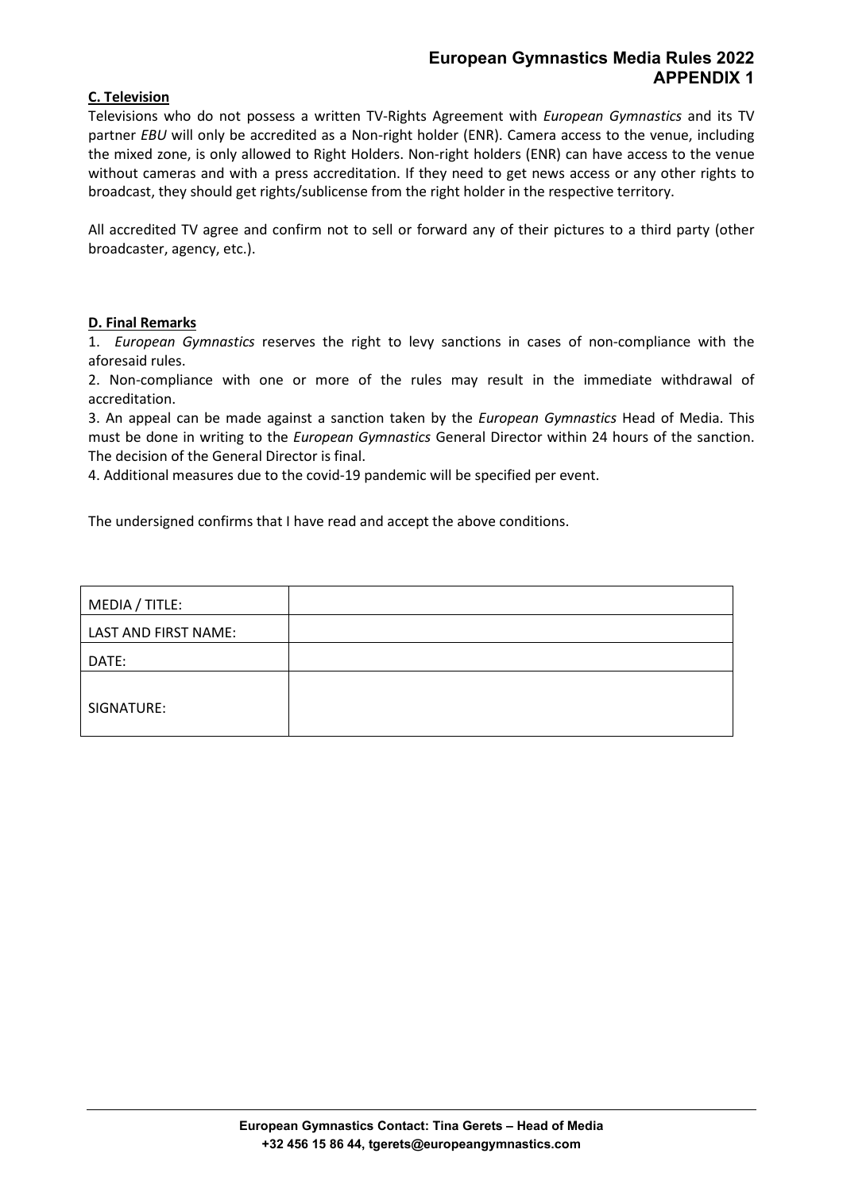#### C. Television

Televisions who do not possess a written TV-Rights Agreement with *European Gymnastics* and its TV partner *EBU* will only be accredited as a Non-right holder (ENR). Camera access to the venue, including the mixed zone, is only allowed to Right Holders. Non-right holders (ENR) can have access to the venue without cameras and with a press accreditation. If they need to get news access or any other rights to broadcast, they should get rights/sublicense from the right holder in the respective territory.

All accredited TV agree and confirm not to sell or forward any of their pictures to a third party (other broadcaster, agency, etc.).

#### D. Final Remarks

1. *European Gymnastics* reserves the right to levy sanctions in cases of non-compliance with the aforesaid rules.
2. Non-compliance with one or more of the rules may result in the immediate withdrawal of accreditation.
3. An appeal can be made against a sanction taken by the *European Gymnastics* Head of Media. This must be done in writing to the *European Gymnastics* General Director within 24 hours of the sanction. The decision of the General Director is final.
4. Additional measures due to the covid-19 pandemic will be specified per event.

The undersigned confirms that I have read and accept the above conditions.

| | |
|---|---|
| MEDIA / TITLE: | |
| LAST AND FIRST NAME: | |
| DATE: | |
| SIGNATURE: | |

**European Gymnastics Contact: Tina Gerets – Head of Media**
**+32 456 15 86 44, tgerets@europeangymnastics.com**